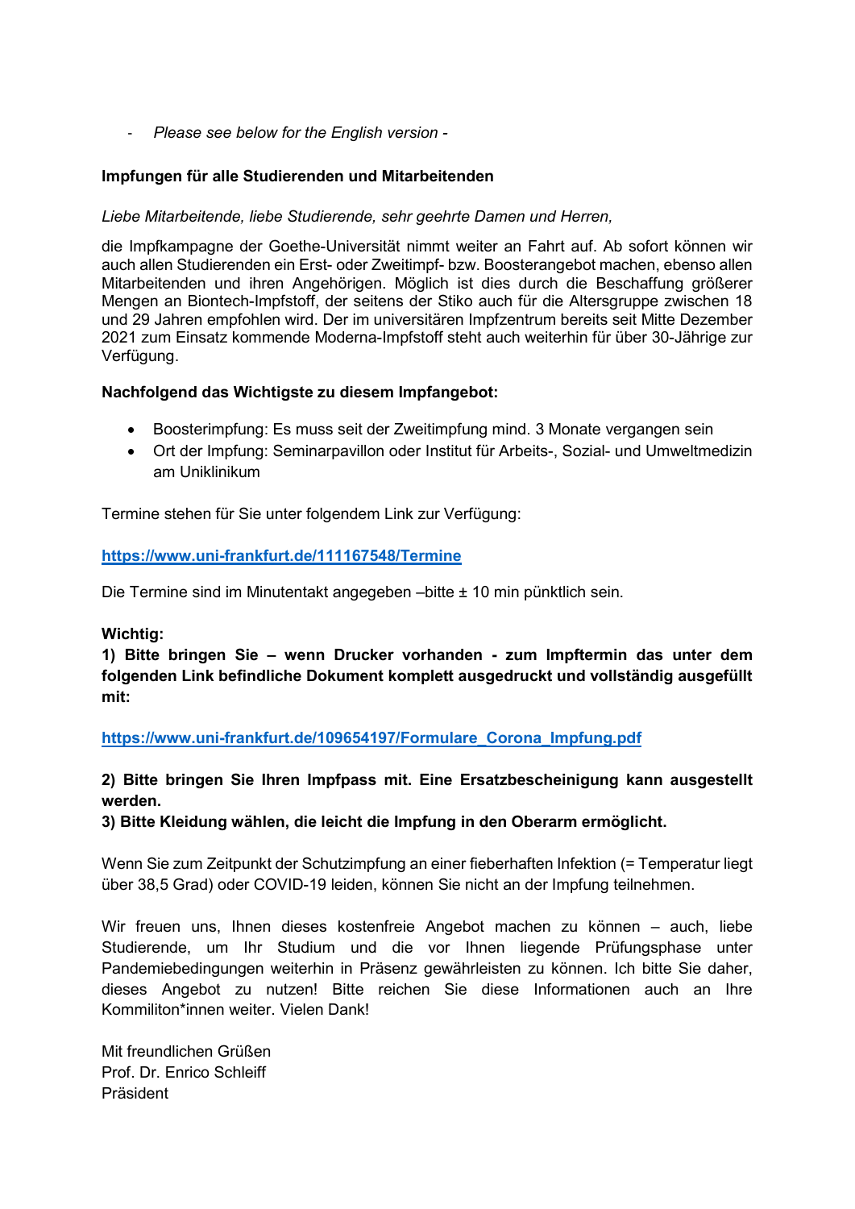- *Please see below for the English version -*

**Impfungen für alle Studierenden und Mitarbeitenden**

*Liebe Mitarbeitende, liebe Studierende, sehr geehrte Damen und Herren,*

die Impfkampagne der Goethe-Universität nimmt weiter an Fahrt auf. Ab sofort können wir auch allen Studierenden ein Erst- oder Zweitimpf- bzw. Boosterangebot machen, ebenso allen Mitarbeitenden und ihren Angehörigen. Möglich ist dies durch die Beschaffung größerer Mengen an Biontech-Impfstoff, der seitens der Stiko auch für die Altersgruppe zwischen 18 und 29 Jahren empfohlen wird. Der im universitären Impfzentrum bereits seit Mitte Dezember 2021 zum Einsatz kommende Moderna-Impfstoff steht auch weiterhin für über 30-Jährige zur Verfügung.

**Nachfolgend das Wichtigste zu diesem Impfangebot:**

- Boosterimpfung: Es muss seit der Zweitimpfung mind. 3 Monate vergangen sein
- Ort der Impfung: Seminarpavillon oder Institut für Arbeits-, Sozial- und Umweltmedizin am Uniklinikum

Termine stehen für Sie unter folgendem Link zur Verfügung:

**https://www.uni-frankfurt.de/111167548/Termine**

Die Termine sind im Minutentakt angegeben –bitte ± 10 min pünktlich sein.

**Wichtig:**
**1) Bitte bringen Sie – wenn Drucker vorhanden - zum Impftermin das unter dem folgenden Link befindliche Dokument komplett ausgedruckt und vollständig ausgefüllt mit:**

**https://www.uni-frankfurt.de/109654197/Formulare_Corona_Impfung.pdf**

**2) Bitte bringen Sie Ihren Impfpass mit. Eine Ersatzbescheinigung kann ausgestellt werden.**
**3) Bitte Kleidung wählen, die leicht die Impfung in den Oberarm ermöglicht.**

Wenn Sie zum Zeitpunkt der Schutzimpfung an einer fieberhaften Infektion (= Temperatur liegt über 38,5 Grad) oder COVID-19 leiden, können Sie nicht an der Impfung teilnehmen.

Wir freuen uns, Ihnen dieses kostenfreie Angebot machen zu können – auch, liebe Studierende, um Ihr Studium und die vor Ihnen liegende Prüfungsphase unter Pandemiebedingungen weiterhin in Präsenz gewährleisten zu können. Ich bitte Sie daher, dieses Angebot zu nutzen! Bitte reichen Sie diese Informationen auch an Ihre Kommiliton*innen weiter. Vielen Dank!

Mit freundlichen Grüßen
Prof. Dr. Enrico Schleiff
Präsident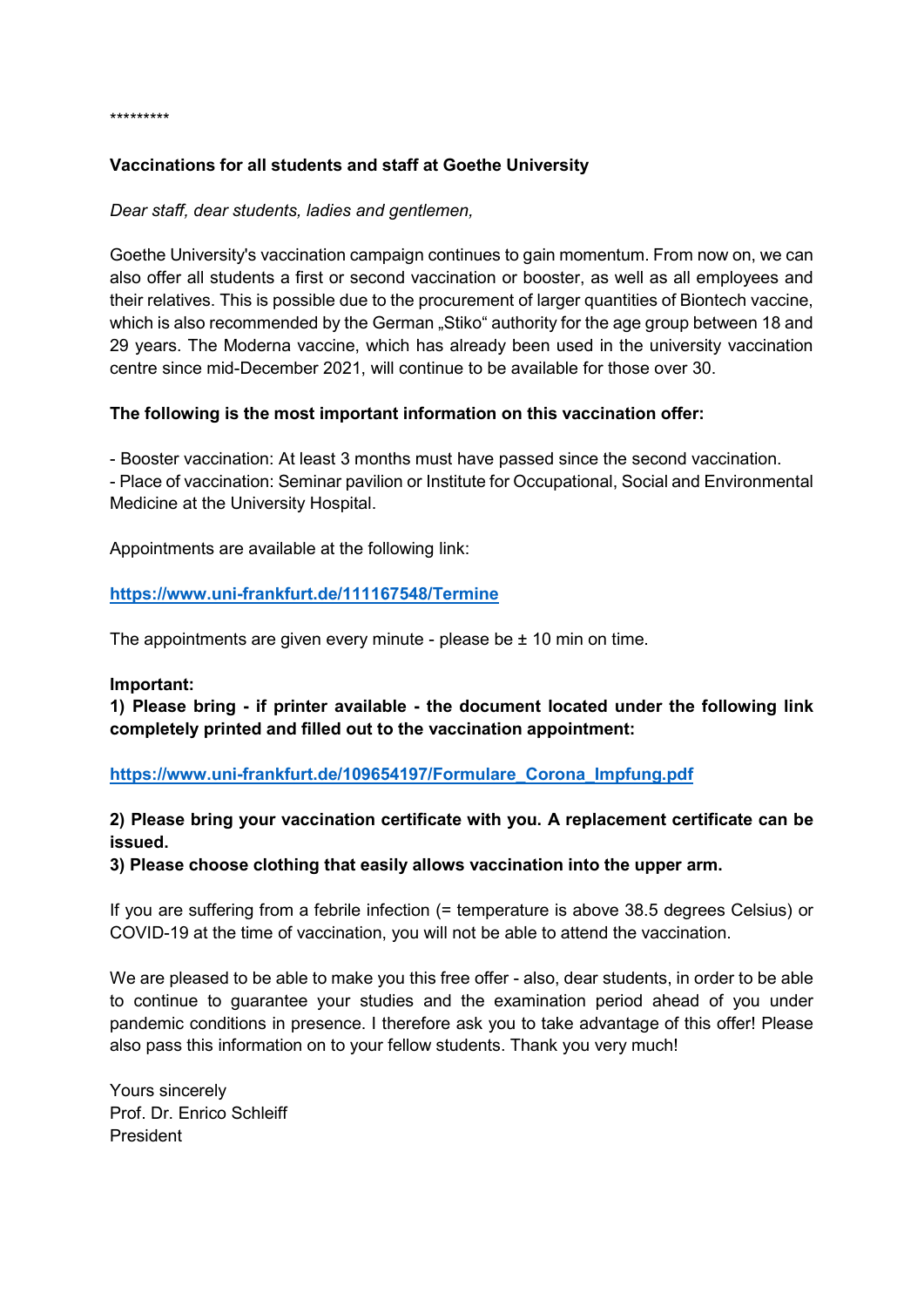*********

**Vaccinations for all students and staff at Goethe University**

*Dear staff, dear students, ladies and gentlemen,*

Goethe University's vaccination campaign continues to gain momentum. From now on, we can also offer all students a first or second vaccination or booster, as well as all employees and their relatives. This is possible due to the procurement of larger quantities of Biontech vaccine, which is also recommended by the German „Stiko“ authority for the age group between 18 and 29 years. The Moderna vaccine, which has already been used in the university vaccination centre since mid-December 2021, will continue to be available for those over 30.

**The following is the most important information on this vaccination offer:**

- Booster vaccination: At least 3 months must have passed since the second vaccination.
- Place of vaccination: Seminar pavilion or Institute for Occupational, Social and Environmental Medicine at the University Hospital.

Appointments are available at the following link:

**https://www.uni-frankfurt.de/111167548/Termine**

The appointments are given every minute - please be ± 10 min on time.

**Important:**
**1) Please bring - if printer available - the document located under the following link completely printed and filled out to the vaccination appointment:**

**https://www.uni-frankfurt.de/109654197/Formulare_Corona_Impfung.pdf**

**2) Please bring your vaccination certificate with you. A replacement certificate can be issued.**
**3) Please choose clothing that easily allows vaccination into the upper arm.**

If you are suffering from a febrile infection (= temperature is above 38.5 degrees Celsius) or COVID-19 at the time of vaccination, you will not be able to attend the vaccination.

We are pleased to be able to make you this free offer - also, dear students, in order to be able to continue to guarantee your studies and the examination period ahead of you under pandemic conditions in presence. I therefore ask you to take advantage of this offer! Please also pass this information on to your fellow students. Thank you very much!

Yours sincerely
Prof. Dr. Enrico Schleiff
President